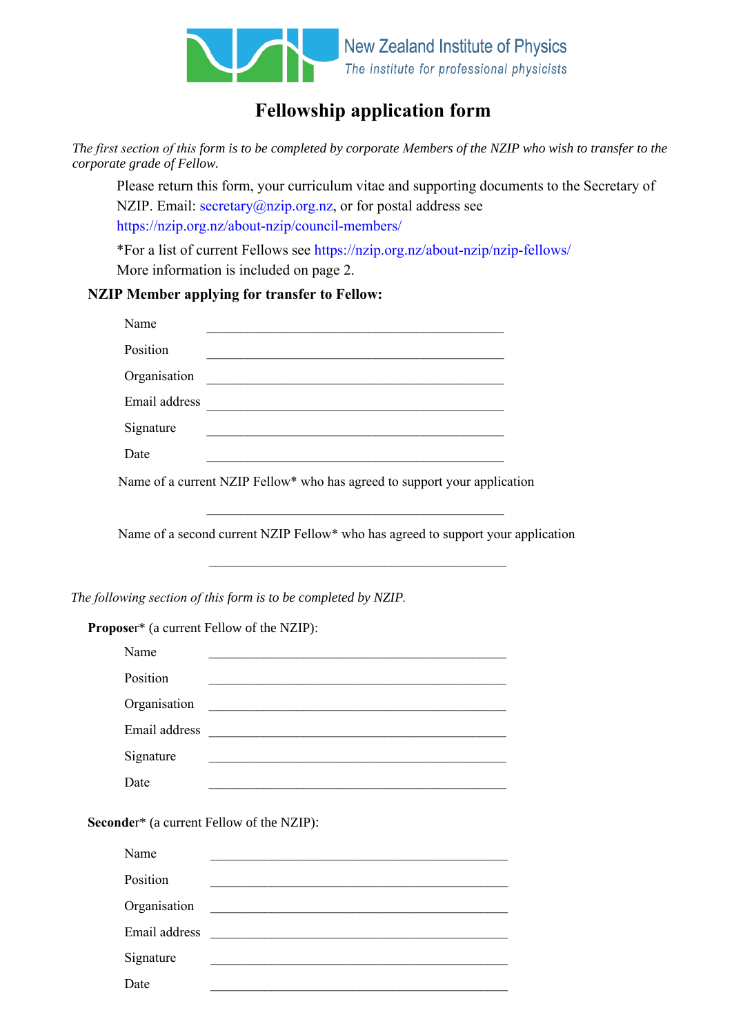New Zealand Institute of Physics
*The institute for professional physicists*

# Fellowship application form

*The first section of this form is to be completed by corporate Members of the NZIP who wish to transfer to the corporate grade of Fellow.*

Please return this form, your curriculum vitae and supporting documents to the Secretary of NZIP. Email: secretary@nzip.org.nz, or for postal address see https://nzip.org.nz/about-nzip/council-members/

*For a list of current Fellows see https://nzip.org.nz/about-nzip/nzip-fellows/
More information is included on page 2.

**NZIP Member applying for transfer to Fellow:**

Name \_\_\_\_\_\_\_\_\_\_\_\_\_\_\_\_\_\_\_\_\_\_\_\_\_\_\_\_\_\_\_\_\_\_\_\_\_\_\_\_

Position \_\_\_\_\_\_\_\_\_\_\_\_\_\_\_\_\_\_\_\_\_\_\_\_\_\_\_\_\_\_\_\_\_\_\_\_\_\_\_\_

Organisation \_\_\_\_\_\_\_\_\_\_\_\_\_\_\_\_\_\_\_\_\_\_\_\_\_\_\_\_\_\_\_\_\_\_\_\_\_\_\_\_

Email address \_\_\_\_\_\_\_\_\_\_\_\_\_\_\_\_\_\_\_\_\_\_\_\_\_\_\_\_\_\_\_\_\_\_\_\_\_\_\_\_

Signature \_\_\_\_\_\_\_\_\_\_\_\_\_\_\_\_\_\_\_\_\_\_\_\_\_\_\_\_\_\_\_\_\_\_\_\_\_\_\_\_

Date \_\_\_\_\_\_\_\_\_\_\_\_\_\_\_\_\_\_\_\_\_\_\_\_\_\_\_\_\_\_\_\_\_\_\_\_\_\_\_\_

Name of a current NZIP Fellow* who has agreed to support your application

\_\_\_\_\_\_\_\_\_\_\_\_\_\_\_\_\_\_\_\_\_\_\_\_\_\_\_\_\_\_\_\_\_\_\_\_\_\_\_\_

Name of a second current NZIP Fellow* who has agreed to support your application

\_\_\_\_\_\_\_\_\_\_\_\_\_\_\_\_\_\_\_\_\_\_\_\_\_\_\_\_\_\_\_\_\_\_\_\_\_\_\_\_

*The following section of this form is to be completed by NZIP.*

**Proposer*** (a current Fellow of the NZIP):

Name \_\_\_\_\_\_\_\_\_\_\_\_\_\_\_\_\_\_\_\_\_\_\_\_\_\_\_\_\_\_\_\_\_\_\_\_\_\_\_\_

Position \_\_\_\_\_\_\_\_\_\_\_\_\_\_\_\_\_\_\_\_\_\_\_\_\_\_\_\_\_\_\_\_\_\_\_\_\_\_\_\_

Organisation \_\_\_\_\_\_\_\_\_\_\_\_\_\_\_\_\_\_\_\_\_\_\_\_\_\_\_\_\_\_\_\_\_\_\_\_\_\_\_\_

Email address \_\_\_\_\_\_\_\_\_\_\_\_\_\_\_\_\_\_\_\_\_\_\_\_\_\_\_\_\_\_\_\_\_\_\_\_\_\_\_\_

Signature \_\_\_\_\_\_\_\_\_\_\_\_\_\_\_\_\_\_\_\_\_\_\_\_\_\_\_\_\_\_\_\_\_\_\_\_\_\_\_\_

Date \_\_\_\_\_\_\_\_\_\_\_\_\_\_\_\_\_\_\_\_\_\_\_\_\_\_\_\_\_\_\_\_\_\_\_\_\_\_\_\_

**Seconder*** (a current Fellow of the NZIP):

Name \_\_\_\_\_\_\_\_\_\_\_\_\_\_\_\_\_\_\_\_\_\_\_\_\_\_\_\_\_\_\_\_\_\_\_\_\_\_\_\_

Position \_\_\_\_\_\_\_\_\_\_\_\_\_\_\_\_\_\_\_\_\_\_\_\_\_\_\_\_\_\_\_\_\_\_\_\_\_\_\_\_

Organisation \_\_\_\_\_\_\_\_\_\_\_\_\_\_\_\_\_\_\_\_\_\_\_\_\_\_\_\_\_\_\_\_\_\_\_\_\_\_\_\_

Email address \_\_\_\_\_\_\_\_\_\_\_\_\_\_\_\_\_\_\_\_\_\_\_\_\_\_\_\_\_\_\_\_\_\_\_\_\_\_\_\_

Signature \_\_\_\_\_\_\_\_\_\_\_\_\_\_\_\_\_\_\_\_\_\_\_\_\_\_\_\_\_\_\_\_\_\_\_\_\_\_\_\_

Date \_\_\_\_\_\_\_\_\_\_\_\_\_\_\_\_\_\_\_\_\_\_\_\_\_\_\_\_\_\_\_\_\_\_\_\_\_\_\_\_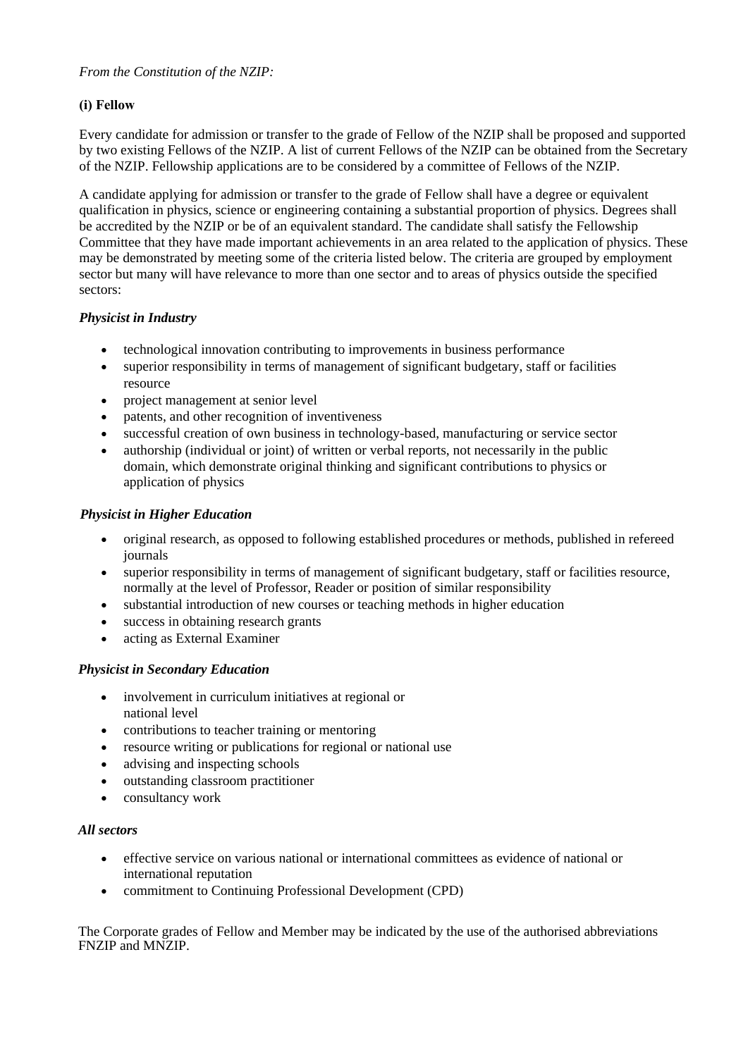*From the Constitution of the NZIP:*

**(i) Fellow**

Every candidate for admission or transfer to the grade of Fellow of the NZIP shall be proposed and supported by two existing Fellows of the NZIP. A list of current Fellows of the NZIP can be obtained from the Secretary of the NZIP. Fellowship applications are to be considered by a committee of Fellows of the NZIP.

A candidate applying for admission or transfer to the grade of Fellow shall have a degree or equivalent qualification in physics, science or engineering containing a substantial proportion of physics. Degrees shall be accredited by the NZIP or be of an equivalent standard. The candidate shall satisfy the Fellowship Committee that they have made important achievements in an area related to the application of physics. These may be demonstrated by meeting some of the criteria listed below. The criteria are grouped by employment sector but many will have relevance to more than one sector and to areas of physics outside the specified sectors:

***Physicist in Industry***

- technological innovation contributing to improvements in business performance
- superior responsibility in terms of management of significant budgetary, staff or facilities resource
- project management at senior level
- patents, and other recognition of inventiveness
- successful creation of own business in technology-based, manufacturing or service sector
- authorship (individual or joint) of written or verbal reports, not necessarily in the public domain, which demonstrate original thinking and significant contributions to physics or application of physics

***Physicist in Higher Education***

- original research, as opposed to following established procedures or methods, published in refereed journals
- superior responsibility in terms of management of significant budgetary, staff or facilities resource, normally at the level of Professor, Reader or position of similar responsibility
- substantial introduction of new courses or teaching methods in higher education
- success in obtaining research grants
- acting as External Examiner

***Physicist in Secondary Education***

- involvement in curriculum initiatives at regional or national level
- contributions to teacher training or mentoring
- resource writing or publications for regional or national use
- advising and inspecting schools
- outstanding classroom practitioner
- consultancy work

***All sectors***

- effective service on various national or international committees as evidence of national or international reputation
- commitment to Continuing Professional Development (CPD)

The Corporate grades of Fellow and Member may be indicated by the use of the authorised abbreviations FNZIP and MNZIP.